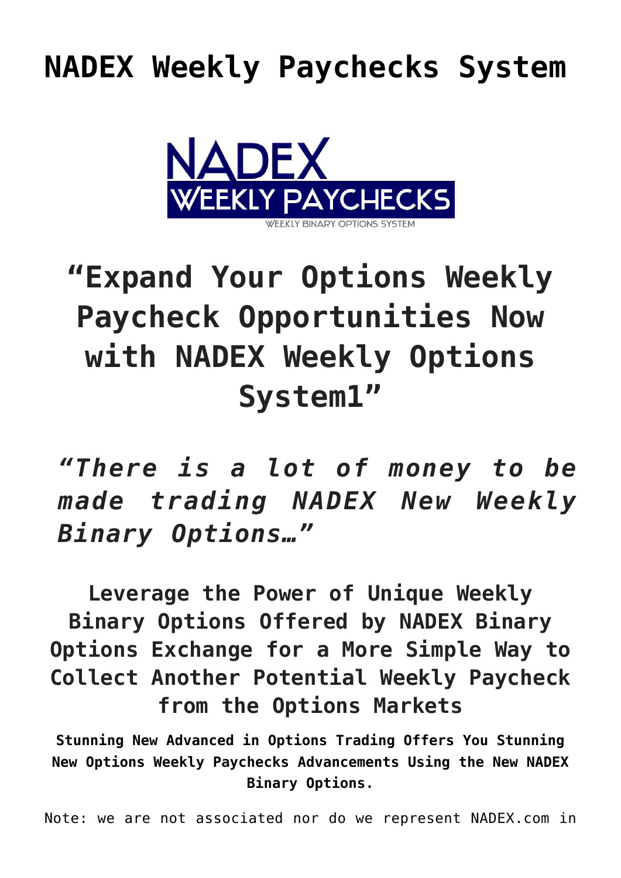# NADEX Weekly Paychecks System

NADEX
WEEKLY PAYCHECKS
WEEKLY BINARY OPTIONS SYSTEM

## "Expand Your Options Weekly Paycheck Opportunities Now with NADEX Weekly Options System1"

***"There is a lot of money to be made trading NADEX New Weekly Binary Options…"***

### Leverage the Power of Unique Weekly Binary Options Offered by NADEX Binary Options Exchange for a More Simple Way to Collect Another Potential Weekly Paycheck from the Options Markets

**Stunning New Advanced in Options Trading Offers You Stunning New Options Weekly Paychecks Advancements Using the New NADEX Binary Options.**

Note: we are not associated nor do we represent NADEX.com in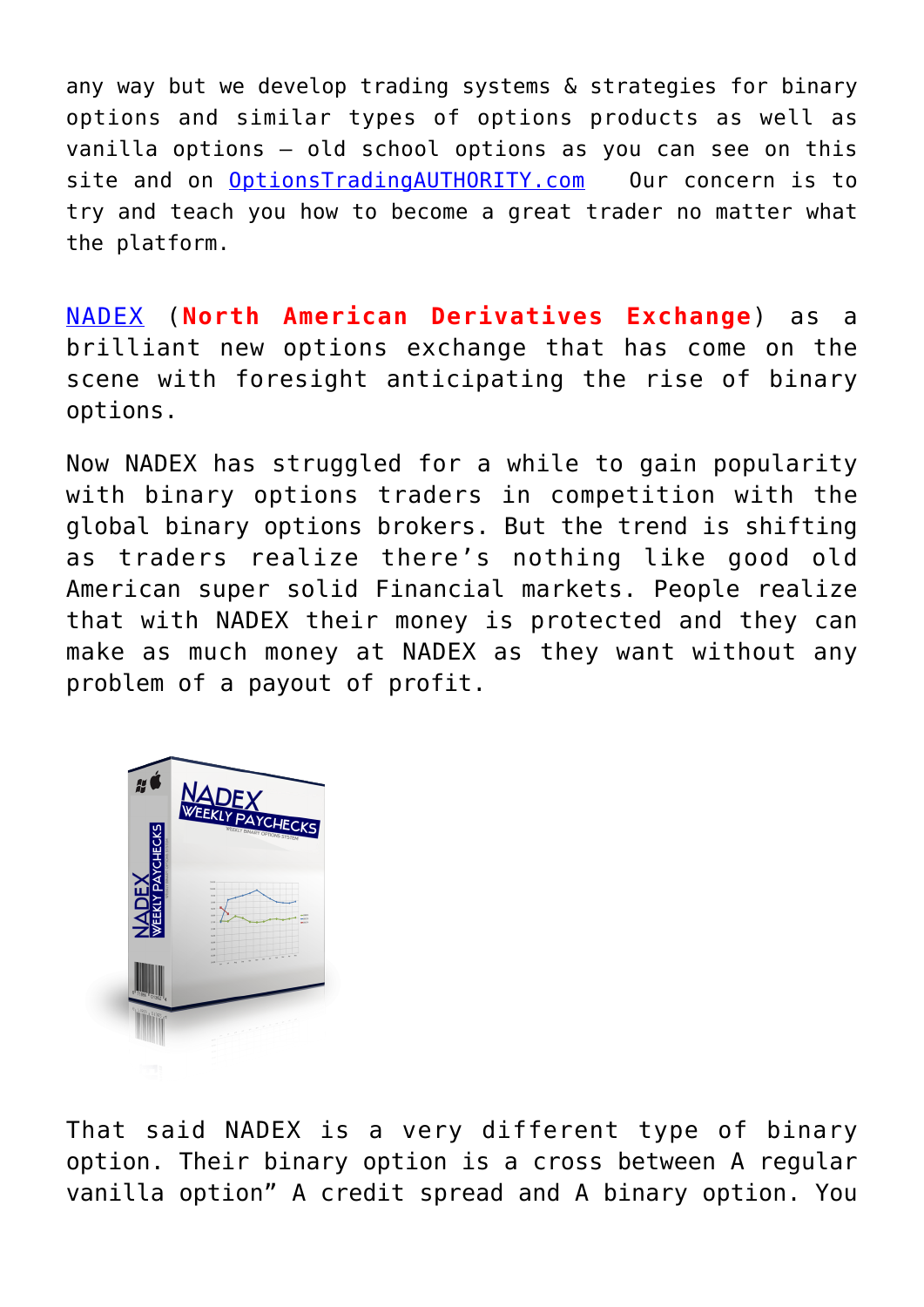any way but we develop trading systems & strategies for binary options and similar types of options products as well as vanilla options – old school options as you can see on this site and on OptionsTradingAUTHORITY.com  Our concern is to try and teach you how to become a great trader no matter what the platform.

NADEX (**North American Derivatives Exchange**) as a brilliant new options exchange that has come on the scene with foresight anticipating the rise of binary options.

Now NADEX has struggled for a while to gain popularity with binary options traders in competition with the global binary options brokers. But the trend is shifting as traders realize there's nothing like good old American super solid Financial markets. People realize that with NADEX their money is protected and they can make as much money at NADEX as they want without any problem of a payout of profit.

That said NADEX is a very different type of binary option. Their binary option is a cross between A regular vanilla option" A credit spread and A binary option. You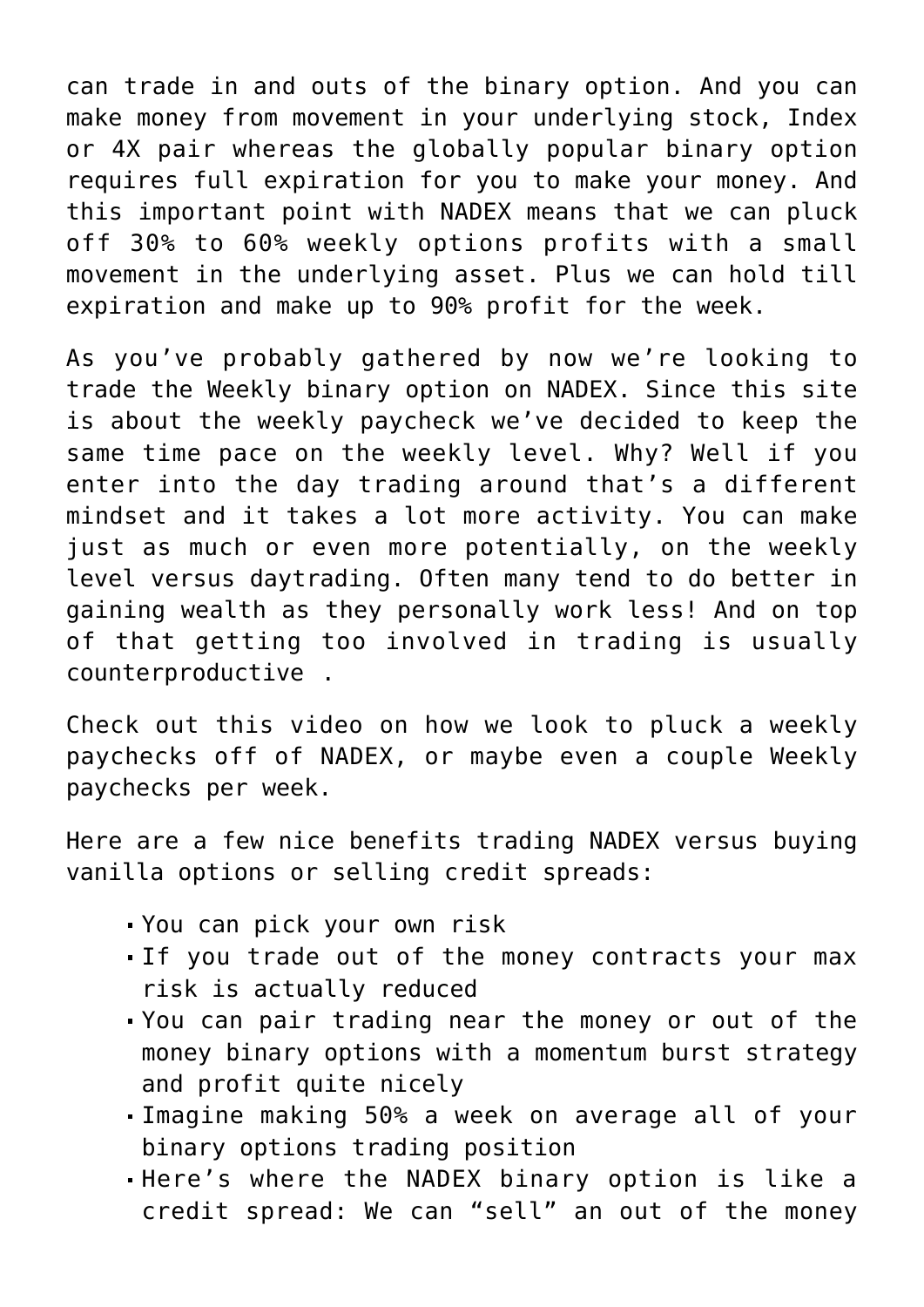can trade in and outs of the binary option. And you can make money from movement in your underlying stock, Index or 4X pair whereas the globally popular binary option requires full expiration for you to make your money. And this important point with NADEX means that we can pluck off 30% to 60% weekly options profits with a small movement in the underlying asset. Plus we can hold till expiration and make up to 90% profit for the week.

As you've probably gathered by now we're looking to trade the Weekly binary option on NADEX. Since this site is about the weekly paycheck we've decided to keep the same time pace on the weekly level. Why? Well if you enter into the day trading around that's a different mindset and it takes a lot more activity. You can make just as much or even more potentially, on the weekly level versus daytrading. Often many tend to do better in gaining wealth as they personally work less! And on top of that getting too involved in trading is usually counterproductive .

Check out this video on how we look to pluck a weekly paychecks off of NADEX, or maybe even a couple Weekly paychecks per week.

Here are a few nice benefits trading NADEX versus buying vanilla options or selling credit spreads:

- You can pick your own risk
- If you trade out of the money contracts your max risk is actually reduced
- You can pair trading near the money or out of the money binary options with a momentum burst strategy and profit quite nicely
- Imagine making 50% a week on average all of your binary options trading position
- Here's where the NADEX binary option is like a credit spread: We can "sell" an out of the money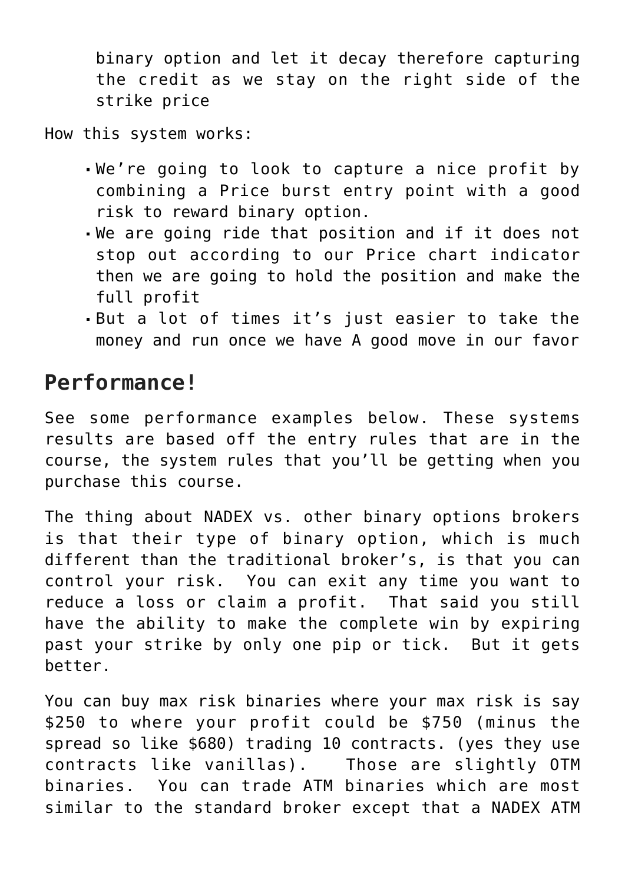binary option and let it decay therefore capturing the credit as we stay on the right side of the strike price

How this system works:

- We're going to look to capture a nice profit by combining a Price burst entry point with a good risk to reward binary option.
- We are going ride that position and if it does not stop out according to our Price chart indicator then we are going to hold the position and make the full profit
- But a lot of times it's just easier to take the money and run once we have A good move in our favor

## Performance!

See some performance examples below. These systems results are based off the entry rules that are in the course, the system rules that you'll be getting when you purchase this course.

The thing about NADEX vs. other binary options brokers is that their type of binary option, which is much different than the traditional broker's, is that you can control your risk. You can exit any time you want to reduce a loss or claim a profit. That said you still have the ability to make the complete win by expiring past your strike by only one pip or tick. But it gets better.

You can buy max risk binaries where your max risk is say $250 to where your profit could be $750 (minus the spread so like $680) trading 10 contracts. (yes they use contracts like vanillas). Those are slightly OTM binaries. You can trade ATM binaries which are most similar to the standard broker except that a NADEX ATM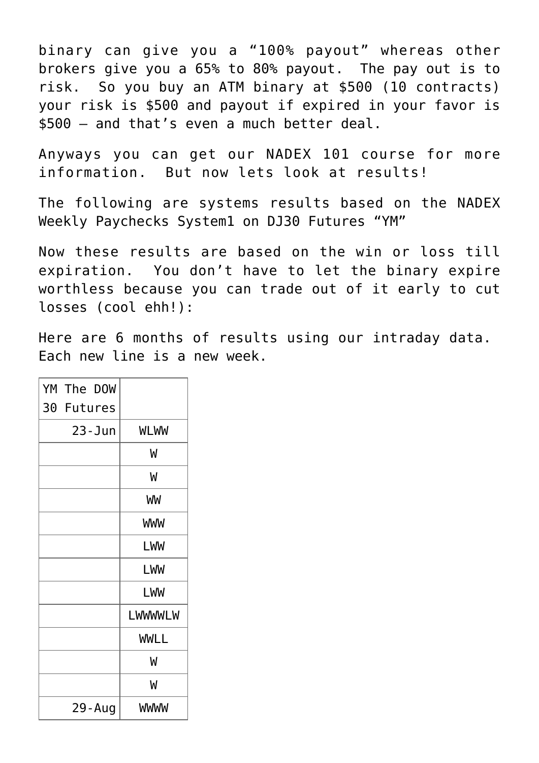binary can give you a “100% payout” whereas other brokers give you a 65% to 80% payout. The pay out is to risk. So you buy an ATM binary at $500 (10 contracts) your risk is $500 and payout if expired in your favor is $500 – and that’s even a much better deal.

Anyways you can get our NADEX 101 course for more information. But now lets look at results!

The following are systems results based on the NADEX Weekly Paychecks System1 on DJ30 Futures “YM”

Now these results are based on the win or loss till expiration. You don’t have to let the binary expire worthless because you can trade out of it early to cut losses (cool ehh!):

Here are 6 months of results using our intraday data. Each new line is a new week.

| YM The DOW 30 Futures | |
|---|---|
| 23-Jun | WLWW |
| | W |
| | W |
| | WW |
| | WWW |
| | LWW |
| | LWW |
| | LWW |
| | LWWWWLW |
| | WWLL |
| | W |
| | W |
| 29-Aug | WWWW |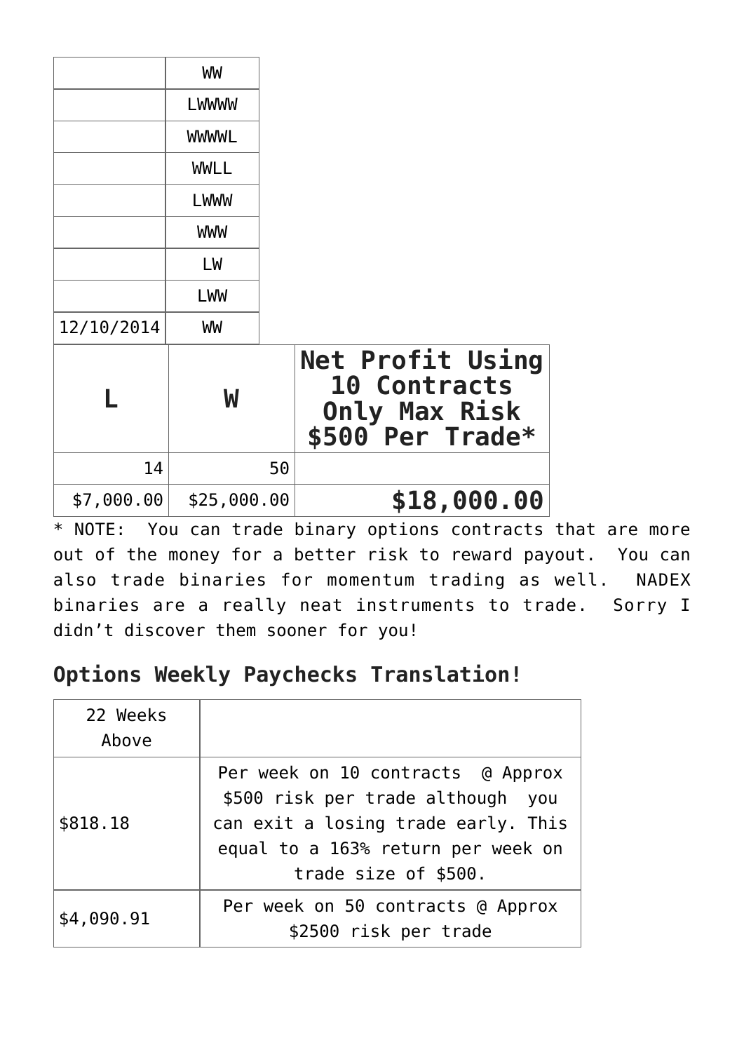| | |
|---|---|
| | WW |
| | LWWWW |
| | WWWWL |
| | WWLL |
| | LWWW |
| | WWW |
| | LW |
| | LWW |
| 12/10/2014 | WW |

| L | W | Net Profit Using 10 Contracts Only Max Risk $500 Per Trade* |
|---|---|---|
| 14 | 50 | |
| $7,000.00 | $25,000.00 | **$18,000.00** |

* NOTE: You can trade binary options contracts that are more out of the money for a better risk to reward payout. You can also trade binaries for momentum trading as well. NADEX binaries are a really neat instruments to trade. Sorry I didn't discover them sooner for you!

## Options Weekly Paychecks Translation!

| 22 Weeks Above | |
|---|---|
| $818.18 | Per week on 10 contracts @ Approx $500 risk per trade although you can exit a losing trade early. This equal to a 163% return per week on trade size of $500. |
| $4,090.91 | Per week on 50 contracts @ Approx $2500 risk per trade |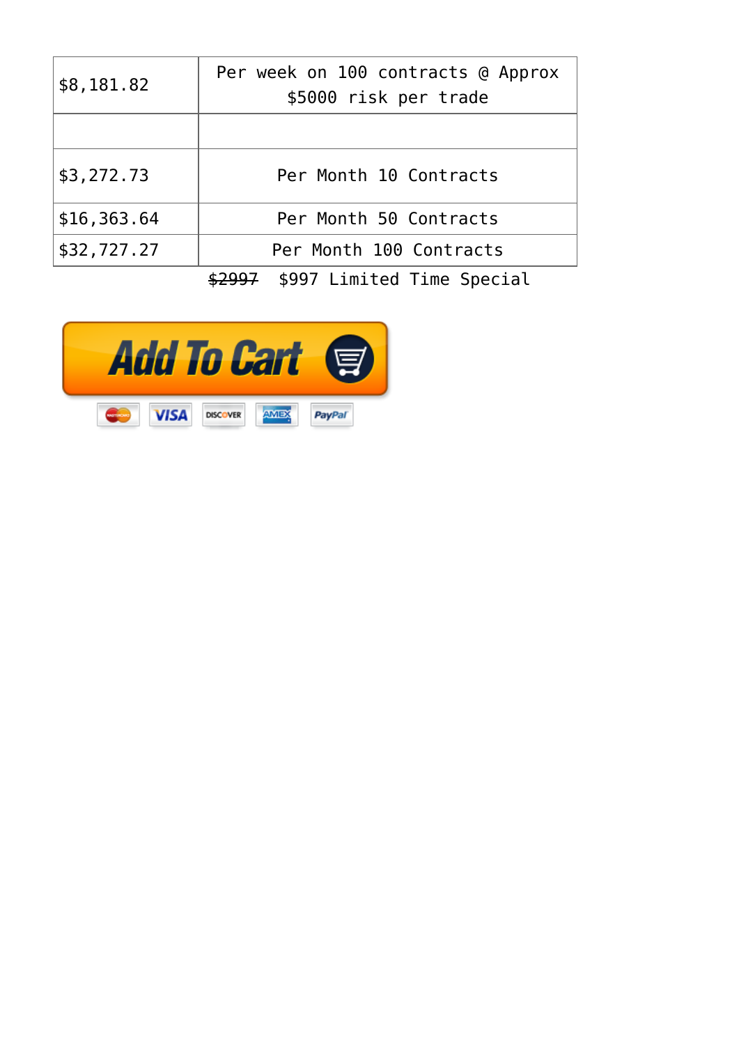| | |
|---|---|
| $8,181.82 | Per week on 100 contracts @ Approx $5000 risk per trade |
| | |
| $3,272.73 | Per Month 10 Contracts |
| $16,363.64 | Per Month 50 Contracts |
| $32,727.27 | Per Month 100 Contracts |

~~$2997~~ $997 Limited Time Special

Add To Cart